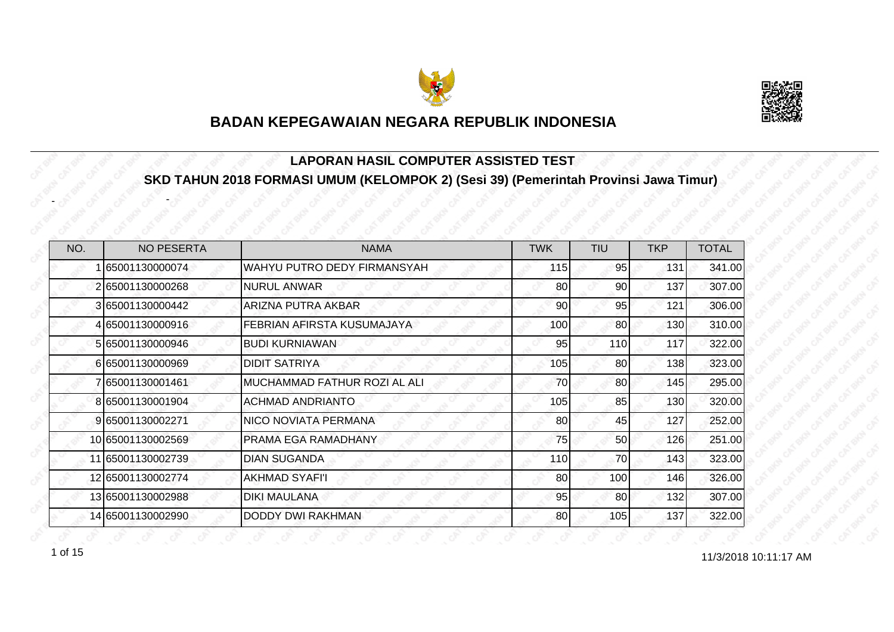# BADAN KEPEGAWAIAN NEGARA REPUBLIK INDONESIA

## LAPORAN HASIL COMPUTER ASSISTED TEST

## SKD TAHUN 2018 FORMASI UMUM (KELOMPOK 2) (Sesi 39) (Pemerintah Provinsi Jawa Timur)

- -

| NO. | NO PESERTA | NAMA | TWK | TIU | TKP | TOTAL |
|---|---|---|---|---|---|---|
| 1 | 65001130000074 | WAHYU PUTRO DEDY FIRMANSYAH | 115 | 95 | 131 | 341.00 |
| 2 | 65001130000268 | NURUL ANWAR | 80 | 90 | 137 | 307.00 |
| 3 | 65001130000442 | ARIZNA PUTRA AKBAR | 90 | 95 | 121 | 306.00 |
| 4 | 65001130000916 | FEBRIAN AFIRSTA KUSUMAJAYA | 100 | 80 | 130 | 310.00 |
| 5 | 65001130000946 | BUDI KURNIAWAN | 95 | 110 | 117 | 322.00 |
| 6 | 65001130000969 | DIDIT SATRIYA | 105 | 80 | 138 | 323.00 |
| 7 | 65001130001461 | MUCHAMMAD FATHUR ROZI AL ALI | 70 | 80 | 145 | 295.00 |
| 8 | 65001130001904 | ACHMAD ANDRIANTO | 105 | 85 | 130 | 320.00 |
| 9 | 65001130002271 | NICO NOVIATA PERMANA | 80 | 45 | 127 | 252.00 |
| 10 | 65001130002569 | PRAMA EGA RAMADHANY | 75 | 50 | 126 | 251.00 |
| 11 | 65001130002739 | DIAN SUGANDA | 110 | 70 | 143 | 323.00 |
| 12 | 65001130002774 | AKHMAD SYAFI'I | 80 | 100 | 146 | 326.00 |
| 13 | 65001130002988 | DIKI MAULANA | 95 | 80 | 132 | 307.00 |
| 14 | 65001130002990 | DODDY DWI RAKHMAN | 80 | 105 | 137 | 322.00 |

11/3/2018 10:11:17 AM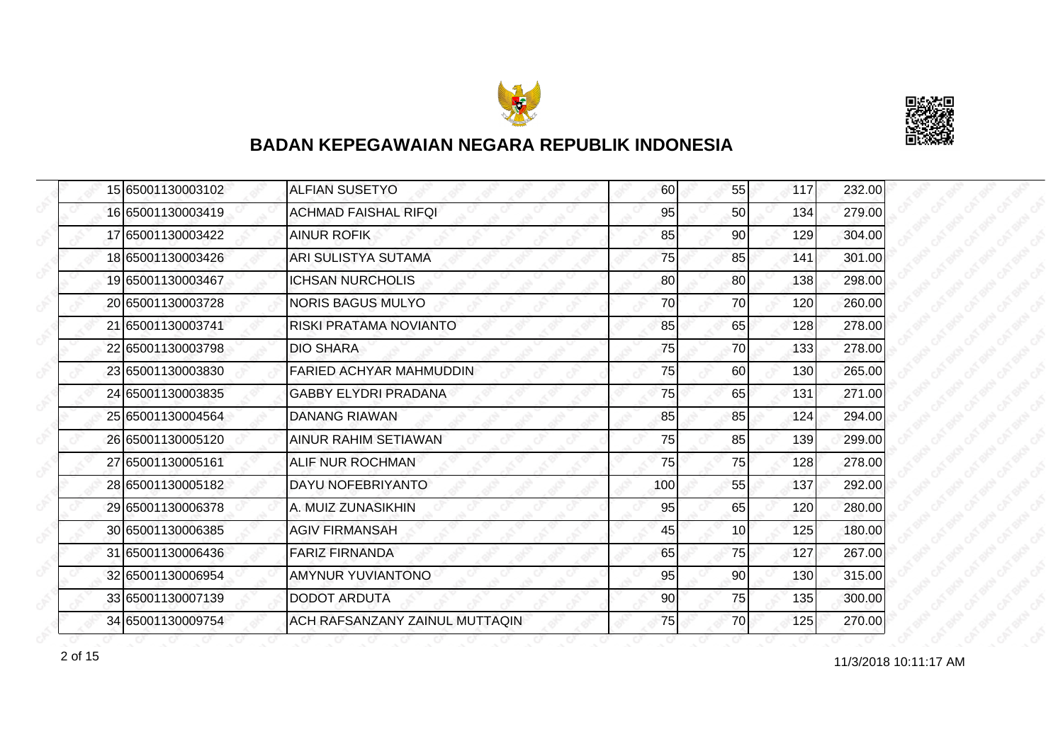## BADAN KEPEGAWAIAN NEGARA REPUBLIK INDONESIA

| | | | | | | |
|---|---|---|---|---|---|---|
| 15 | 65001130003102 | ALFIAN SUSETYO | 60 | 55 | 117 | 232.00 |
| 16 | 65001130003419 | ACHMAD FAISHAL RIFQI | 95 | 50 | 134 | 279.00 |
| 17 | 65001130003422 | AINUR ROFIK | 85 | 90 | 129 | 304.00 |
| 18 | 65001130003426 | ARI SULISTYA SUTAMA | 75 | 85 | 141 | 301.00 |
| 19 | 65001130003467 | ICHSAN NURCHOLIS | 80 | 80 | 138 | 298.00 |
| 20 | 65001130003728 | NORIS BAGUS MULYO | 70 | 70 | 120 | 260.00 |
| 21 | 65001130003741 | RISKI PRATAMA NOVIANTO | 85 | 65 | 128 | 278.00 |
| 22 | 65001130003798 | DIO SHARA | 75 | 70 | 133 | 278.00 |
| 23 | 65001130003830 | FARIED ACHYAR MAHMUDDIN | 75 | 60 | 130 | 265.00 |
| 24 | 65001130003835 | GABBY ELYDRI PRADANA | 75 | 65 | 131 | 271.00 |
| 25 | 65001130004564 | DANANG RIAWAN | 85 | 85 | 124 | 294.00 |
| 26 | 65001130005120 | AINUR RAHIM SETIAWAN | 75 | 85 | 139 | 299.00 |
| 27 | 65001130005161 | ALIF NUR ROCHMAN | 75 | 75 | 128 | 278.00 |
| 28 | 65001130005182 | DAYU NOFEBRIYANTO | 100 | 55 | 137 | 292.00 |
| 29 | 65001130006378 | A. MUIZ ZUNASIKHIN | 95 | 65 | 120 | 280.00 |
| 30 | 65001130006385 | AGIV FIRMANSAH | 45 | 10 | 125 | 180.00 |
| 31 | 65001130006436 | FARIZ FIRNANDA | 65 | 75 | 127 | 267.00 |
| 32 | 65001130006954 | AMYNUR YUVIANTONO | 95 | 90 | 130 | 315.00 |
| 33 | 65001130007139 | DODOT ARDUTA | 90 | 75 | 135 | 300.00 |
| 34 | 65001130009754 | ACH RAFSANZANY ZAINUL MUTTAQIN | 75 | 70 | 125 | 270.00 |

11/3/2018 10:11:17 AM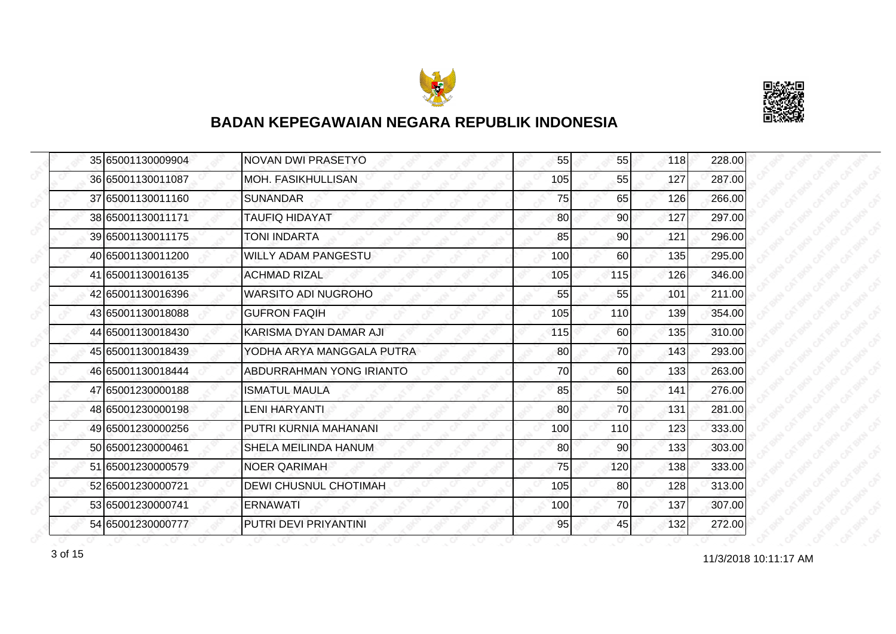## BADAN KEPEGAWAIAN NEGARA REPUBLIK INDONESIA

| | | | | | | |
|---|---|---|---|---|---|---|
| 35 | 65001130009904 | NOVAN DWI PRASETYO | 55 | 55 | 118 | 228.00 |
| 36 | 65001130011087 | MOH. FASIKHULLISAN | 105 | 55 | 127 | 287.00 |
| 37 | 65001130011160 | SUNANDAR | 75 | 65 | 126 | 266.00 |
| 38 | 65001130011171 | TAUFIQ HIDAYAT | 80 | 90 | 127 | 297.00 |
| 39 | 65001130011175 | TONI INDARTA | 85 | 90 | 121 | 296.00 |
| 40 | 65001130011200 | WILLY ADAM PANGESTU | 100 | 60 | 135 | 295.00 |
| 41 | 65001130016135 | ACHMAD RIZAL | 105 | 115 | 126 | 346.00 |
| 42 | 65001130016396 | WARSITO ADI NUGROHO | 55 | 55 | 101 | 211.00 |
| 43 | 65001130018088 | GUFRON FAQIH | 105 | 110 | 139 | 354.00 |
| 44 | 65001130018430 | KARISMA DYAN DAMAR AJI | 115 | 60 | 135 | 310.00 |
| 45 | 65001130018439 | YODHA ARYA MANGGALA PUTRA | 80 | 70 | 143 | 293.00 |
| 46 | 65001130018444 | ABDURRAHMAN YONG IRIANTO | 70 | 60 | 133 | 263.00 |
| 47 | 65001230000188 | ISMATUL MAULA | 85 | 50 | 141 | 276.00 |
| 48 | 65001230000198 | LENI HARYANTI | 80 | 70 | 131 | 281.00 |
| 49 | 65001230000256 | PUTRI KURNIA MAHANANI | 100 | 110 | 123 | 333.00 |
| 50 | 65001230000461 | SHELA MEILINDA HANUM | 80 | 90 | 133 | 303.00 |
| 51 | 65001230000579 | NOER QARIMAH | 75 | 120 | 138 | 333.00 |
| 52 | 65001230000721 | DEWI CHUSNUL CHOTIMAH | 105 | 80 | 128 | 313.00 |
| 53 | 65001230000741 | ERNAWATI | 100 | 70 | 137 | 307.00 |
| 54 | 65001230000777 | PUTRI DEVI PRIYANTINI | 95 | 45 | 132 | 272.00 |

11/3/2018 10:11:17 AM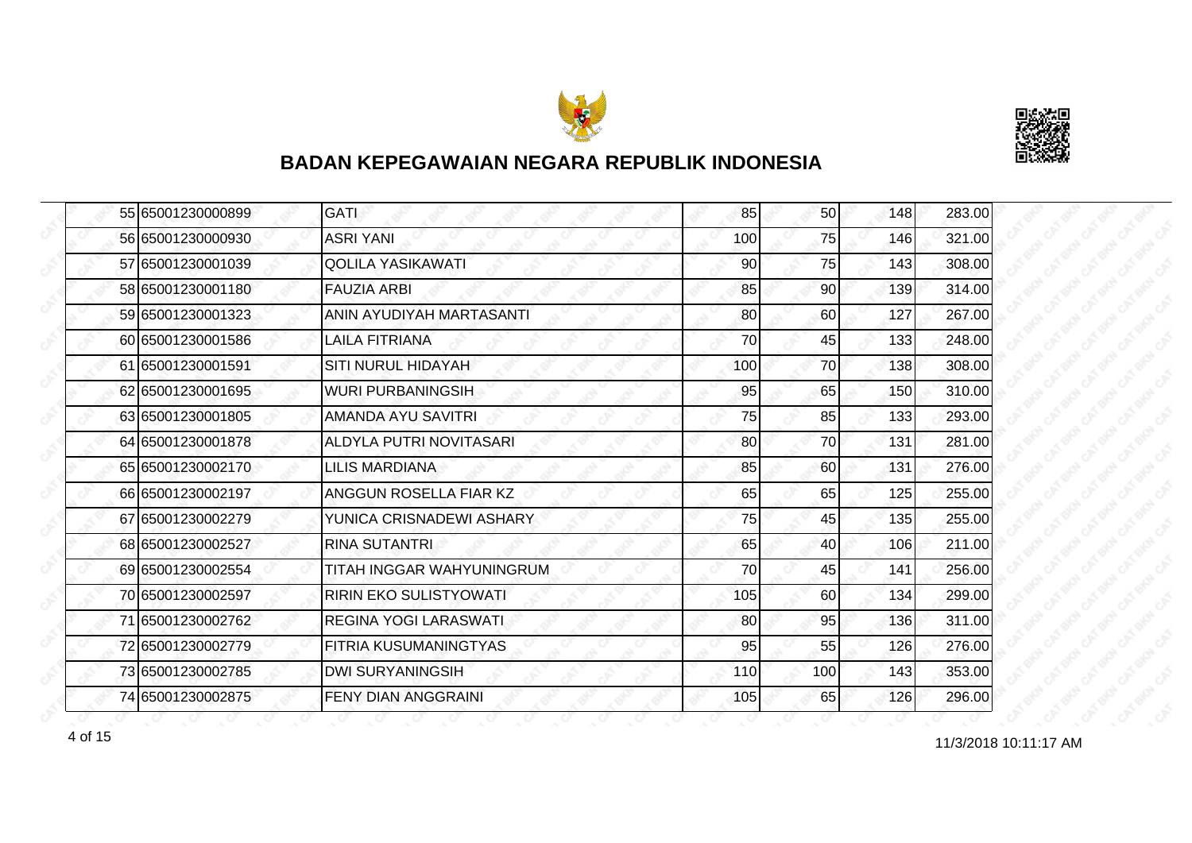# BADAN KEPEGAWAIAN NEGARA REPUBLIK INDONESIA

| | | | | | | |
|---|---|---|---|---|---|---|
| 55 | 65001230000899 | GATI | 85 | 50 | 148 | 283.00 |
| 56 | 65001230000930 | ASRI YANI | 100 | 75 | 146 | 321.00 |
| 57 | 65001230001039 | QOLILA YASIKAWATI | 90 | 75 | 143 | 308.00 |
| 58 | 65001230001180 | FAUZIA ARBI | 85 | 90 | 139 | 314.00 |
| 59 | 65001230001323 | ANIN AYUDIYAH MARTASANTI | 80 | 60 | 127 | 267.00 |
| 60 | 65001230001586 | LAILA FITRIANA | 70 | 45 | 133 | 248.00 |
| 61 | 65001230001591 | SITI NURUL HIDAYAH | 100 | 70 | 138 | 308.00 |
| 62 | 65001230001695 | WURI PURBANINGSIH | 95 | 65 | 150 | 310.00 |
| 63 | 65001230001805 | AMANDA AYU SAVITRI | 75 | 85 | 133 | 293.00 |
| 64 | 65001230001878 | ALDYLA PUTRI NOVITASARI | 80 | 70 | 131 | 281.00 |
| 65 | 65001230002170 | LILIS MARDIANA | 85 | 60 | 131 | 276.00 |
| 66 | 65001230002197 | ANGGUN ROSELLA FIAR KZ | 65 | 65 | 125 | 255.00 |
| 67 | 65001230002279 | YUNICA CRISNADEWI ASHARY | 75 | 45 | 135 | 255.00 |
| 68 | 65001230002527 | RINA SUTANTRI | 65 | 40 | 106 | 211.00 |
| 69 | 65001230002554 | TITAH INGGAR WAHYUNINGRUM | 70 | 45 | 141 | 256.00 |
| 70 | 65001230002597 | RIRIN EKO SULISTYOWATI | 105 | 60 | 134 | 299.00 |
| 71 | 65001230002762 | REGINA YOGI LARASWATI | 80 | 95 | 136 | 311.00 |
| 72 | 65001230002779 | FITRIA KUSUMANINGTYAS | 95 | 55 | 126 | 276.00 |
| 73 | 65001230002785 | DWI SURYANINGSIH | 110 | 100 | 143 | 353.00 |
| 74 | 65001230002875 | FENY DIAN ANGGRAINI | 105 | 65 | 126 | 296.00 |

11/3/2018 10:11:17 AM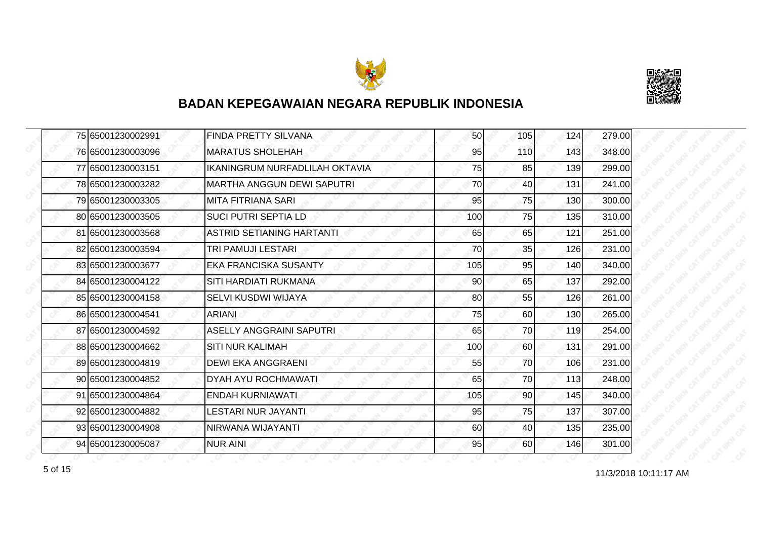## BADAN KEPEGAWAIAN NEGARA REPUBLIK INDONESIA

| | | | | | | |
|---|---|---|---|---|---|---|
| 75 | 65001230002991 | FINDA PRETTY SILVANA | 50 | 105 | 124 | 279.00 |
| 76 | 65001230003096 | MARATUS SHOLEHAH | 95 | 110 | 143 | 348.00 |
| 77 | 65001230003151 | IKANINGRUM NURFADLILAH OKTAVIA | 75 | 85 | 139 | 299.00 |
| 78 | 65001230003282 | MARTHA ANGGUN DEWI SAPUTRI | 70 | 40 | 131 | 241.00 |
| 79 | 65001230003305 | MITA FITRIANA SARI | 95 | 75 | 130 | 300.00 |
| 80 | 65001230003505 | SUCI PUTRI SEPTIA LD | 100 | 75 | 135 | 310.00 |
| 81 | 65001230003568 | ASTRID SETIANING HARTANTI | 65 | 65 | 121 | 251.00 |
| 82 | 65001230003594 | TRI PAMUJI LESTARI | 70 | 35 | 126 | 231.00 |
| 83 | 65001230003677 | EKA FRANCISKA SUSANTY | 105 | 95 | 140 | 340.00 |
| 84 | 65001230004122 | SITI HARDIATI RUKMANA | 90 | 65 | 137 | 292.00 |
| 85 | 65001230004158 | SELVI KUSDWI WIJAYA | 80 | 55 | 126 | 261.00 |
| 86 | 65001230004541 | ARIANI | 75 | 60 | 130 | 265.00 |
| 87 | 65001230004592 | ASELLY ANGGRAINI SAPUTRI | 65 | 70 | 119 | 254.00 |
| 88 | 65001230004662 | SITI NUR KALIMAH | 100 | 60 | 131 | 291.00 |
| 89 | 65001230004819 | DEWI EKA ANGGRAENI | 55 | 70 | 106 | 231.00 |
| 90 | 65001230004852 | DYAH AYU ROCHMAWATI | 65 | 70 | 113 | 248.00 |
| 91 | 65001230004864 | ENDAH KURNIAWATI | 105 | 90 | 145 | 340.00 |
| 92 | 65001230004882 | LESTARI NUR JAYANTI | 95 | 75 | 137 | 307.00 |
| 93 | 65001230004908 | NIRWANA WIJAYANTI | 60 | 40 | 135 | 235.00 |
| 94 | 65001230005087 | NUR AINI | 95 | 60 | 146 | 301.00 |

11/3/2018 10:11:17 AM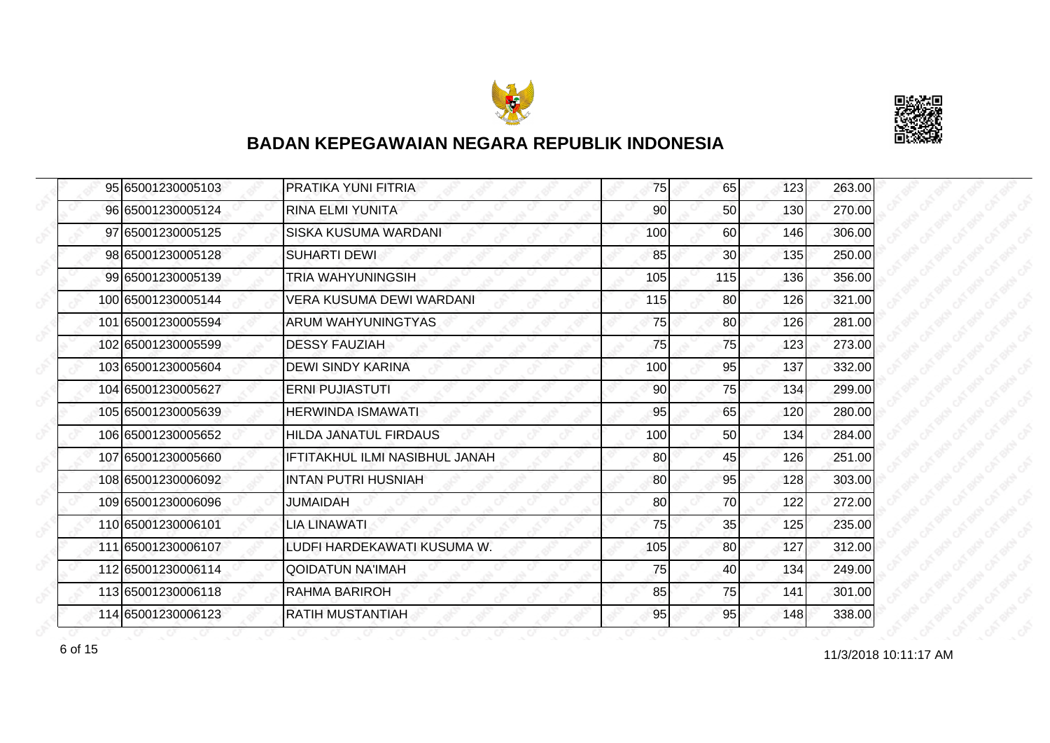# BADAN KEPEGAWAIAN NEGARA REPUBLIK INDONESIA

| | | | | | | |
|---|---|---|---|---|---|---|
| 95 | 65001230005103 | PRATIKA YUNI FITRIA | 75 | 65 | 123 | 263.00 |
| 96 | 65001230005124 | RINA ELMI YUNITA | 90 | 50 | 130 | 270.00 |
| 97 | 65001230005125 | SISKA KUSUMA WARDANI | 100 | 60 | 146 | 306.00 |
| 98 | 65001230005128 | SUHARTI DEWI | 85 | 30 | 135 | 250.00 |
| 99 | 65001230005139 | TRIA WAHYUNINGSIH | 105 | 115 | 136 | 356.00 |
| 100 | 65001230005144 | VERA KUSUMA DEWI WARDANI | 115 | 80 | 126 | 321.00 |
| 101 | 65001230005594 | ARUM WAHYUNINGTYAS | 75 | 80 | 126 | 281.00 |
| 102 | 65001230005599 | DESSY FAUZIAH | 75 | 75 | 123 | 273.00 |
| 103 | 65001230005604 | DEWI SINDY KARINA | 100 | 95 | 137 | 332.00 |
| 104 | 65001230005627 | ERNI PUJIASTUTI | 90 | 75 | 134 | 299.00 |
| 105 | 65001230005639 | HERWINDA ISMAWATI | 95 | 65 | 120 | 280.00 |
| 106 | 65001230005652 | HILDA JANATUL FIRDAUS | 100 | 50 | 134 | 284.00 |
| 107 | 65001230005660 | IFTITAKHUL ILMI NASIBHUL JANAH | 80 | 45 | 126 | 251.00 |
| 108 | 65001230006092 | INTAN PUTRI HUSNIAH | 80 | 95 | 128 | 303.00 |
| 109 | 65001230006096 | JUMAIDAH | 80 | 70 | 122 | 272.00 |
| 110 | 65001230006101 | LIA LINAWATI | 75 | 35 | 125 | 235.00 |
| 111 | 65001230006107 | LUDFI HARDEKAWATI KUSUMA W. | 105 | 80 | 127 | 312.00 |
| 112 | 65001230006114 | QOIDATUN NA'IMAH | 75 | 40 | 134 | 249.00 |
| 113 | 65001230006118 | RAHMA BARIROH | 85 | 75 | 141 | 301.00 |
| 114 | 65001230006123 | RATIH MUSTANTIAH | 95 | 95 | 148 | 338.00 |

11/3/2018 10:11:17 AM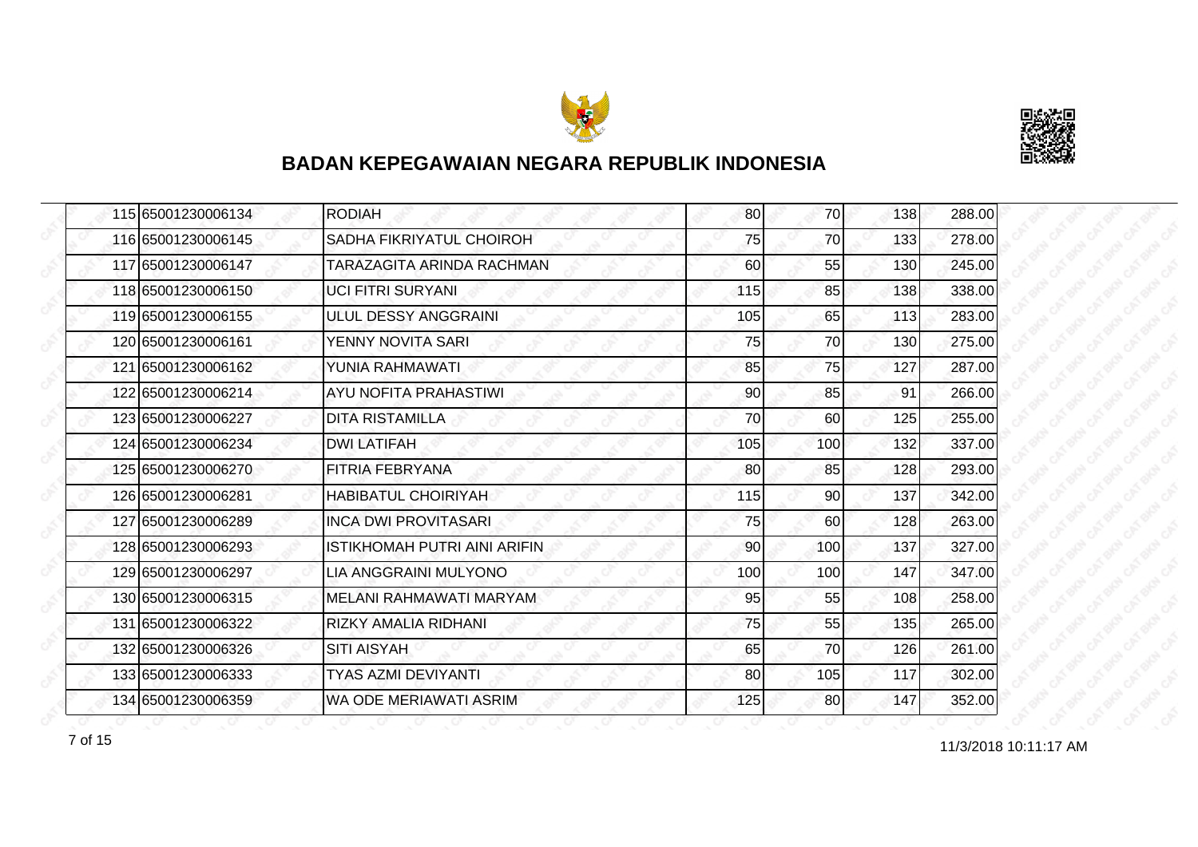# BADAN KEPEGAWAIAN NEGARA REPUBLIK INDONESIA

| | | | | | | |
|---|---|---|---|---|---|---|
| 115 | 65001230006134 | RODIAH | 80 | 70 | 138 | 288.00 |
| 116 | 65001230006145 | SADHA FIKRIYATUL CHOIROH | 75 | 70 | 133 | 278.00 |
| 117 | 65001230006147 | TARAZAGITA ARINDA RACHMAN | 60 | 55 | 130 | 245.00 |
| 118 | 65001230006150 | UCI FITRI SURYANI | 115 | 85 | 138 | 338.00 |
| 119 | 65001230006155 | ULUL DESSY ANGGRAINI | 105 | 65 | 113 | 283.00 |
| 120 | 65001230006161 | YENNY NOVITA SARI | 75 | 70 | 130 | 275.00 |
| 121 | 65001230006162 | YUNIA RAHMAWATI | 85 | 75 | 127 | 287.00 |
| 122 | 65001230006214 | AYU NOFITA PRAHASTIWI | 90 | 85 | 91 | 266.00 |
| 123 | 65001230006227 | DITA RISTAMILLA | 70 | 60 | 125 | 255.00 |
| 124 | 65001230006234 | DWI LATIFAH | 105 | 100 | 132 | 337.00 |
| 125 | 65001230006270 | FITRIA FEBRYANA | 80 | 85 | 128 | 293.00 |
| 126 | 65001230006281 | HABIBATUL CHOIRIYAH | 115 | 90 | 137 | 342.00 |
| 127 | 65001230006289 | INCA DWI PROVITASARI | 75 | 60 | 128 | 263.00 |
| 128 | 65001230006293 | ISTIKHOMAH PUTRI AINI ARIFIN | 90 | 100 | 137 | 327.00 |
| 129 | 65001230006297 | LIA ANGGRAINI MULYONO | 100 | 100 | 147 | 347.00 |
| 130 | 65001230006315 | MELANI RAHMAWATI MARYAM | 95 | 55 | 108 | 258.00 |
| 131 | 65001230006322 | RIZKY AMALIA RIDHANI | 75 | 55 | 135 | 265.00 |
| 132 | 65001230006326 | SITI AISYAH | 65 | 70 | 126 | 261.00 |
| 133 | 65001230006333 | TYAS AZMI DEVIYANTI | 80 | 105 | 117 | 302.00 |
| 134 | 65001230006359 | WA ODE MERIAWATI ASRIM | 125 | 80 | 147 | 352.00 |

11/3/2018 10:11:17 AM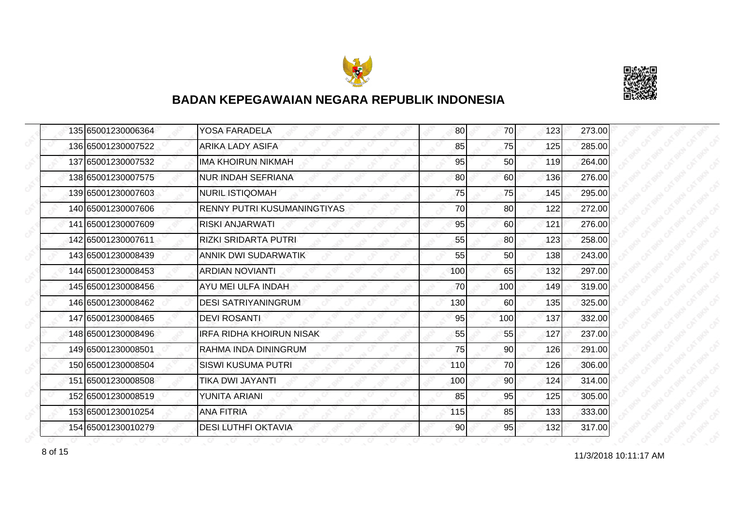## BADAN KEPEGAWAIAN NEGARA REPUBLIK INDONESIA

| | | | | | | |
|---|---|---|---|---|---|---|
| 135 | 65001230006364 | YOSA FARADELA | 80 | 70 | 123 | 273.00 |
| 136 | 65001230007522 | ARIKA LADY ASIFA | 85 | 75 | 125 | 285.00 |
| 137 | 65001230007532 | IMA KHOIRUN NIKMAH | 95 | 50 | 119 | 264.00 |
| 138 | 65001230007575 | NUR INDAH SEFRIANA | 80 | 60 | 136 | 276.00 |
| 139 | 65001230007603 | NURIL ISTIQOMAH | 75 | 75 | 145 | 295.00 |
| 140 | 65001230007606 | RENNY PUTRI KUSUMANINGTIYAS | 70 | 80 | 122 | 272.00 |
| 141 | 65001230007609 | RISKI ANJARWATI | 95 | 60 | 121 | 276.00 |
| 142 | 65001230007611 | RIZKI SRIDARTA PUTRI | 55 | 80 | 123 | 258.00 |
| 143 | 65001230008439 | ANNIK DWI SUDARWATIK | 55 | 50 | 138 | 243.00 |
| 144 | 65001230008453 | ARDIAN NOVIANTI | 100 | 65 | 132 | 297.00 |
| 145 | 65001230008456 | AYU MEI ULFA INDAH | 70 | 100 | 149 | 319.00 |
| 146 | 65001230008462 | DESI SATRIYANINGRUM | 130 | 60 | 135 | 325.00 |
| 147 | 65001230008465 | DEVI ROSANTI | 95 | 100 | 137 | 332.00 |
| 148 | 65001230008496 | IRFA RIDHA KHOIRUN NISAK | 55 | 55 | 127 | 237.00 |
| 149 | 65001230008501 | RAHMA INDA DININGRUM | 75 | 90 | 126 | 291.00 |
| 150 | 65001230008504 | SISWI KUSUMA PUTRI | 110 | 70 | 126 | 306.00 |
| 151 | 65001230008508 | TIKA DWI JAYANTI | 100 | 90 | 124 | 314.00 |
| 152 | 65001230008519 | YUNITA ARIANI | 85 | 95 | 125 | 305.00 |
| 153 | 65001230010254 | ANA FITRIA | 115 | 85 | 133 | 333.00 |
| 154 | 65001230010279 | DESI LUTHFI OKTAVIA | 90 | 95 | 132 | 317.00 |

11/3/2018 10:11:17 AM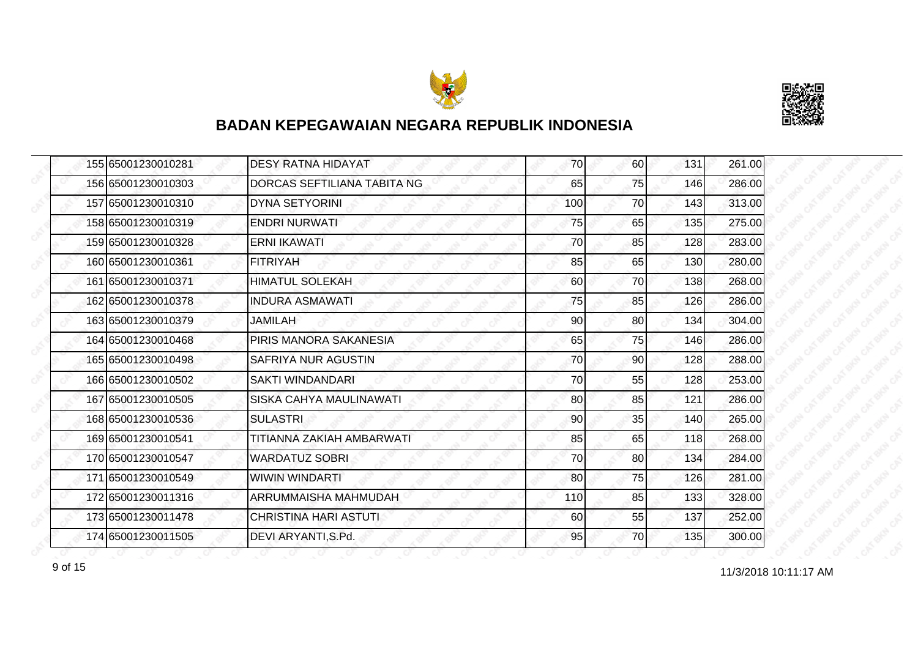## BADAN KEPEGAWAIAN NEGARA REPUBLIK INDONESIA

| | | | | | | |
|---|---|---|---|---|---|---|
| 155 | 65001230010281 | DESY RATNA HIDAYAT | 70 | 60 | 131 | 261.00 |
| 156 | 65001230010303 | DORCAS SEFTILIANA TABITA NG | 65 | 75 | 146 | 286.00 |
| 157 | 65001230010310 | DYNA SETYORINI | 100 | 70 | 143 | 313.00 |
| 158 | 65001230010319 | ENDRI NURWATI | 75 | 65 | 135 | 275.00 |
| 159 | 65001230010328 | ERNI IKAWATI | 70 | 85 | 128 | 283.00 |
| 160 | 65001230010361 | FITRIYAH | 85 | 65 | 130 | 280.00 |
| 161 | 65001230010371 | HIMATUL SOLEKAH | 60 | 70 | 138 | 268.00 |
| 162 | 65001230010378 | INDURA ASMAWATI | 75 | 85 | 126 | 286.00 |
| 163 | 65001230010379 | JAMILAH | 90 | 80 | 134 | 304.00 |
| 164 | 65001230010468 | PIRIS MANORA SAKANESIA | 65 | 75 | 146 | 286.00 |
| 165 | 65001230010498 | SAFRIYA NUR AGUSTIN | 70 | 90 | 128 | 288.00 |
| 166 | 65001230010502 | SAKTI WINDANDARI | 70 | 55 | 128 | 253.00 |
| 167 | 65001230010505 | SISKA CAHYA MAULINAWATI | 80 | 85 | 121 | 286.00 |
| 168 | 65001230010536 | SULASTRI | 90 | 35 | 140 | 265.00 |
| 169 | 65001230010541 | TITIANNA ZAKIAH AMBARWATI | 85 | 65 | 118 | 268.00 |
| 170 | 65001230010547 | WARDATUZ SOBRI | 70 | 80 | 134 | 284.00 |
| 171 | 65001230010549 | WIWIN WINDARTI | 80 | 75 | 126 | 281.00 |
| 172 | 65001230011316 | ARRUMMAISHA MAHMUDAH | 110 | 85 | 133 | 328.00 |
| 173 | 65001230011478 | CHRISTINA HARI ASTUTI | 60 | 55 | 137 | 252.00 |
| 174 | 65001230011505 | DEVI ARYANTI,S.Pd. | 95 | 70 | 135 | 300.00 |

11/3/2018 10:11:17 AM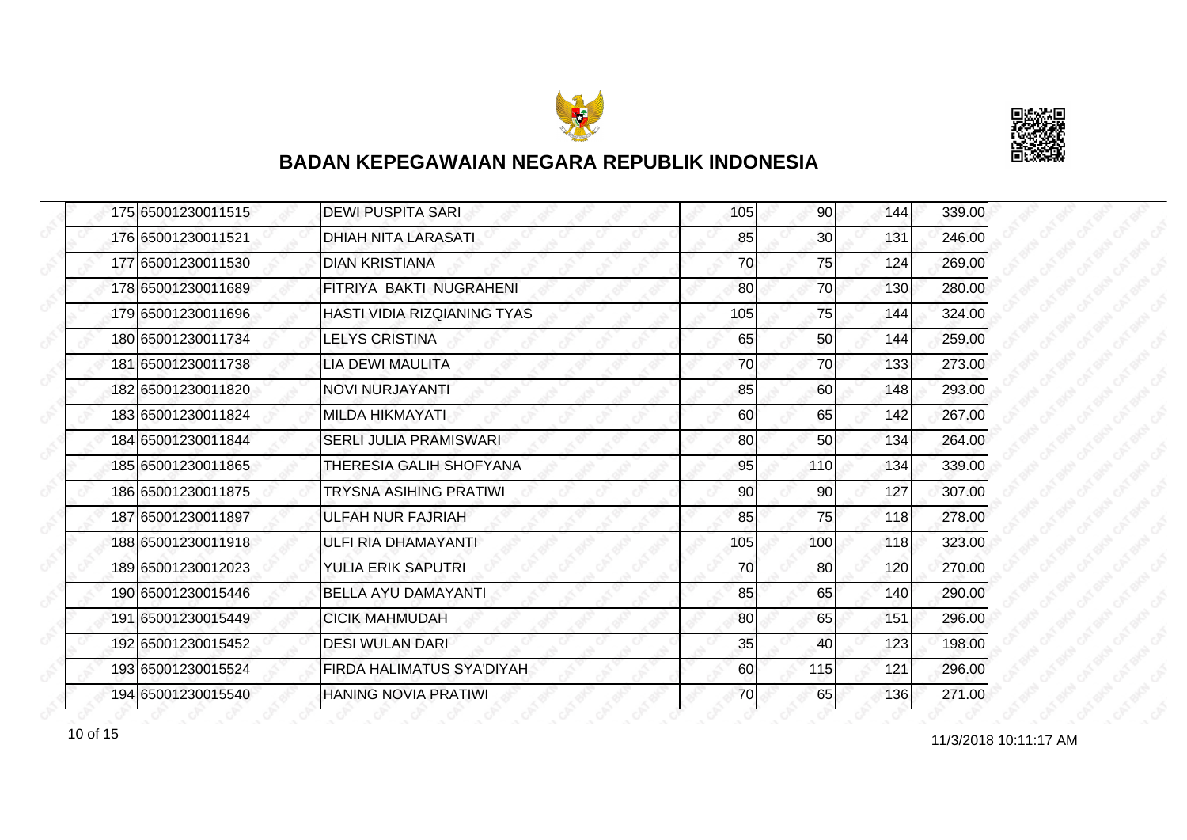# BADAN KEPEGAWAIAN NEGARA REPUBLIK INDONESIA

| | | | | | | |
|---|---|---|---|---|---|---|
| 175 | 65001230011515 | DEWI PUSPITA SARI | 105 | 90 | 144 | 339.00 |
| 176 | 65001230011521 | DHIAH NITA LARASATI | 85 | 30 | 131 | 246.00 |
| 177 | 65001230011530 | DIAN KRISTIANA | 70 | 75 | 124 | 269.00 |
| 178 | 65001230011689 | FITRIYA BAKTI NUGRAHENI | 80 | 70 | 130 | 280.00 |
| 179 | 65001230011696 | HASTI VIDIA RIZQIANING TYAS | 105 | 75 | 144 | 324.00 |
| 180 | 65001230011734 | LELYS CRISTINA | 65 | 50 | 144 | 259.00 |
| 181 | 65001230011738 | LIA DEWI MAULITA | 70 | 70 | 133 | 273.00 |
| 182 | 65001230011820 | NOVI NURJAYANTI | 85 | 60 | 148 | 293.00 |
| 183 | 65001230011824 | MILDA HIKMAYATI | 60 | 65 | 142 | 267.00 |
| 184 | 65001230011844 | SERLI JULIA PRAMISWARI | 80 | 50 | 134 | 264.00 |
| 185 | 65001230011865 | THERESIA GALIH SHOFYANA | 95 | 110 | 134 | 339.00 |
| 186 | 65001230011875 | TRYSNA ASIHING PRATIWI | 90 | 90 | 127 | 307.00 |
| 187 | 65001230011897 | ULFAH NUR FAJRIAH | 85 | 75 | 118 | 278.00 |
| 188 | 65001230011918 | ULFI RIA DHAMAYANTI | 105 | 100 | 118 | 323.00 |
| 189 | 65001230012023 | YULIA ERIK SAPUTRI | 70 | 80 | 120 | 270.00 |
| 190 | 65001230015446 | BELLA AYU DAMAYANTI | 85 | 65 | 140 | 290.00 |
| 191 | 65001230015449 | CICIK MAHMUDAH | 80 | 65 | 151 | 296.00 |
| 192 | 65001230015452 | DESI WULAN DARI | 35 | 40 | 123 | 198.00 |
| 193 | 65001230015524 | FIRDA HALIMATUS SYA'DIYAH | 60 | 115 | 121 | 296.00 |
| 194 | 65001230015540 | HANING NOVIA PRATIWI | 70 | 65 | 136 | 271.00 |

11/3/2018 10:11:17 AM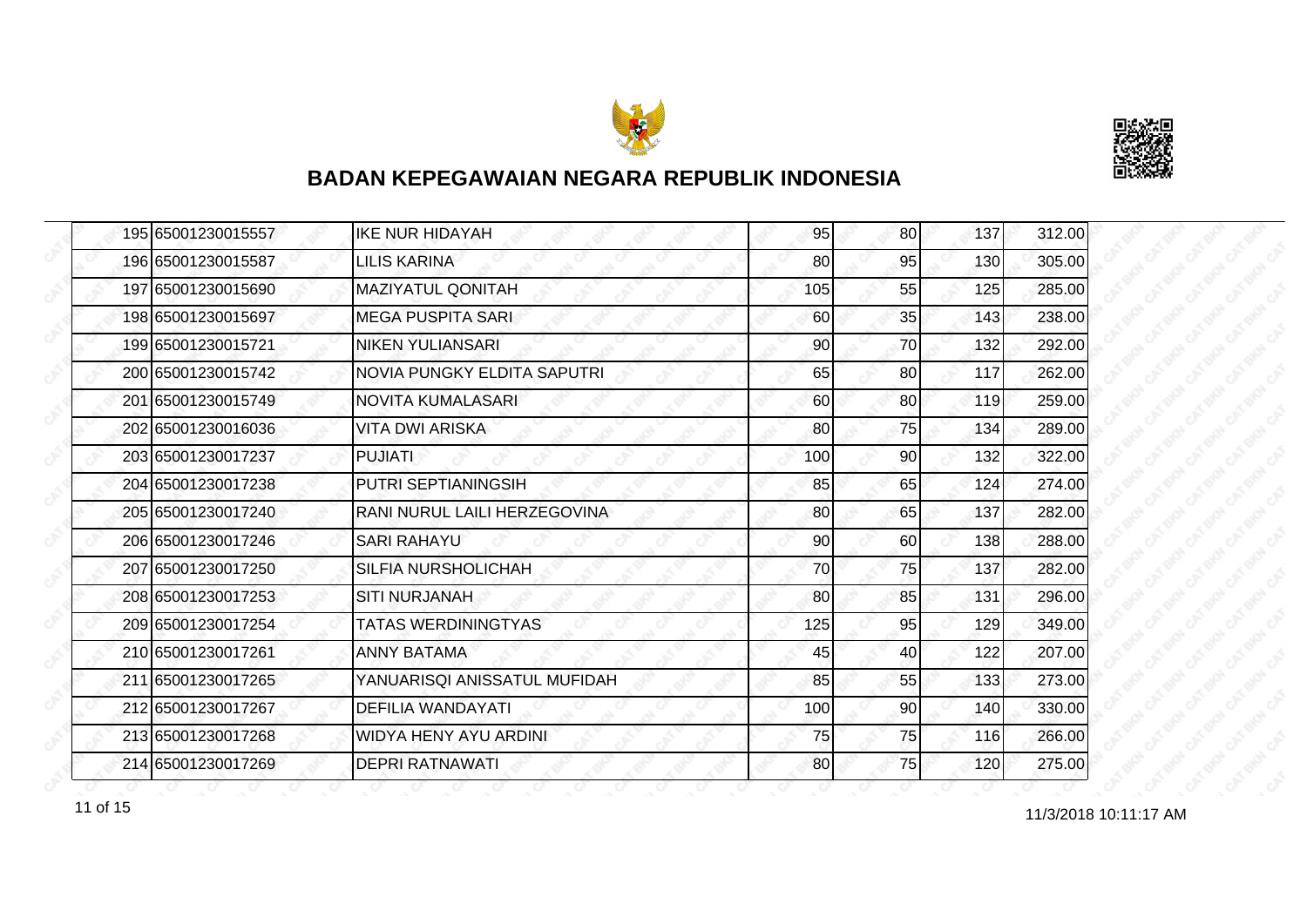## BADAN KEPEGAWAIAN NEGARA REPUBLIK INDONESIA

| | | | | | | |
|---|---|---|---|---|---|---|
| 195 | 65001230015557 | IKE NUR HIDAYAH | 95 | 80 | 137 | 312.00 |
| 196 | 65001230015587 | LILIS KARINA | 80 | 95 | 130 | 305.00 |
| 197 | 65001230015690 | MAZIYATUL QONITAH | 105 | 55 | 125 | 285.00 |
| 198 | 65001230015697 | MEGA PUSPITA SARI | 60 | 35 | 143 | 238.00 |
| 199 | 65001230015721 | NIKEN YULIANSARI | 90 | 70 | 132 | 292.00 |
| 200 | 65001230015742 | NOVIA PUNGKY ELDITA SAPUTRI | 65 | 80 | 117 | 262.00 |
| 201 | 65001230015749 | NOVITA KUMALASARI | 60 | 80 | 119 | 259.00 |
| 202 | 65001230016036 | VITA DWI ARISKA | 80 | 75 | 134 | 289.00 |
| 203 | 65001230017237 | PUJIATI | 100 | 90 | 132 | 322.00 |
| 204 | 65001230017238 | PUTRI SEPTIANINGSIH | 85 | 65 | 124 | 274.00 |
| 205 | 65001230017240 | RANI NURUL LAILI HERZEGOVINA | 80 | 65 | 137 | 282.00 |
| 206 | 65001230017246 | SARI RAHAYU | 90 | 60 | 138 | 288.00 |
| 207 | 65001230017250 | SILFIA NURSHOLICHAH | 70 | 75 | 137 | 282.00 |
| 208 | 65001230017253 | SITI NURJANAH | 80 | 85 | 131 | 296.00 |
| 209 | 65001230017254 | TATAS WERDININGTYAS | 125 | 95 | 129 | 349.00 |
| 210 | 65001230017261 | ANNY BATAMA | 45 | 40 | 122 | 207.00 |
| 211 | 65001230017265 | YANUARISQI ANISSATUL MUFIDAH | 85 | 55 | 133 | 273.00 |
| 212 | 65001230017267 | DEFILIA WANDAYATI | 100 | 90 | 140 | 330.00 |
| 213 | 65001230017268 | WIDYA HENY AYU ARDINI | 75 | 75 | 116 | 266.00 |
| 214 | 65001230017269 | DEPRI RATNAWATI | 80 | 75 | 120 | 275.00 |

11/3/2018 10:11:17 AM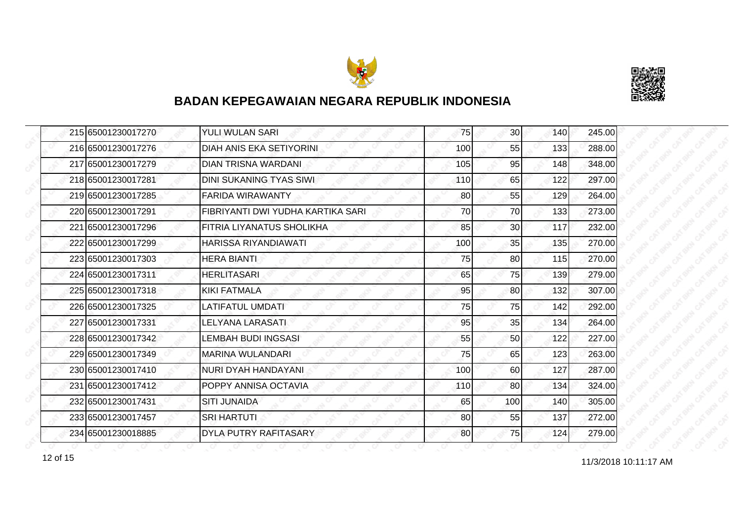## BADAN KEPEGAWAIAN NEGARA REPUBLIK INDONESIA

| | | | | | | |
|---|---|---|---|---|---|---|
| 215 | 65001230017270 | YULI WULAN SARI | 75 | 30 | 140 | 245.00 |
| 216 | 65001230017276 | DIAH ANIS EKA SETIYORINI | 100 | 55 | 133 | 288.00 |
| 217 | 65001230017279 | DIAN TRISNA WARDANI | 105 | 95 | 148 | 348.00 |
| 218 | 65001230017281 | DINI SUKANING TYAS SIWI | 110 | 65 | 122 | 297.00 |
| 219 | 65001230017285 | FARIDA WIRAWANTY | 80 | 55 | 129 | 264.00 |
| 220 | 65001230017291 | FIBRIYANTI DWI YUDHA KARTIKA SARI | 70 | 70 | 133 | 273.00 |
| 221 | 65001230017296 | FITRIA LIYANATUS SHOLIKHA | 85 | 30 | 117 | 232.00 |
| 222 | 65001230017299 | HARISSA RIYANDIAWATI | 100 | 35 | 135 | 270.00 |
| 223 | 65001230017303 | HERA BIANTI | 75 | 80 | 115 | 270.00 |
| 224 | 65001230017311 | HERLITASARI | 65 | 75 | 139 | 279.00 |
| 225 | 65001230017318 | KIKI FATMALA | 95 | 80 | 132 | 307.00 |
| 226 | 65001230017325 | LATIFATUL UMDATI | 75 | 75 | 142 | 292.00 |
| 227 | 65001230017331 | LELYANA LARASATI | 95 | 35 | 134 | 264.00 |
| 228 | 65001230017342 | LEMBAH BUDI INGSASI | 55 | 50 | 122 | 227.00 |
| 229 | 65001230017349 | MARINA WULANDARI | 75 | 65 | 123 | 263.00 |
| 230 | 65001230017410 | NURI DYAH HANDAYANI | 100 | 60 | 127 | 287.00 |
| 231 | 65001230017412 | POPPY ANNISA OCTAVIA | 110 | 80 | 134 | 324.00 |
| 232 | 65001230017431 | SITI JUNAIDA | 65 | 100 | 140 | 305.00 |
| 233 | 65001230017457 | SRI HARTUTI | 80 | 55 | 137 | 272.00 |
| 234 | 65001230018885 | DYLA PUTRY RAFITASARY | 80 | 75 | 124 | 279.00 |

11/3/2018 10:11:17 AM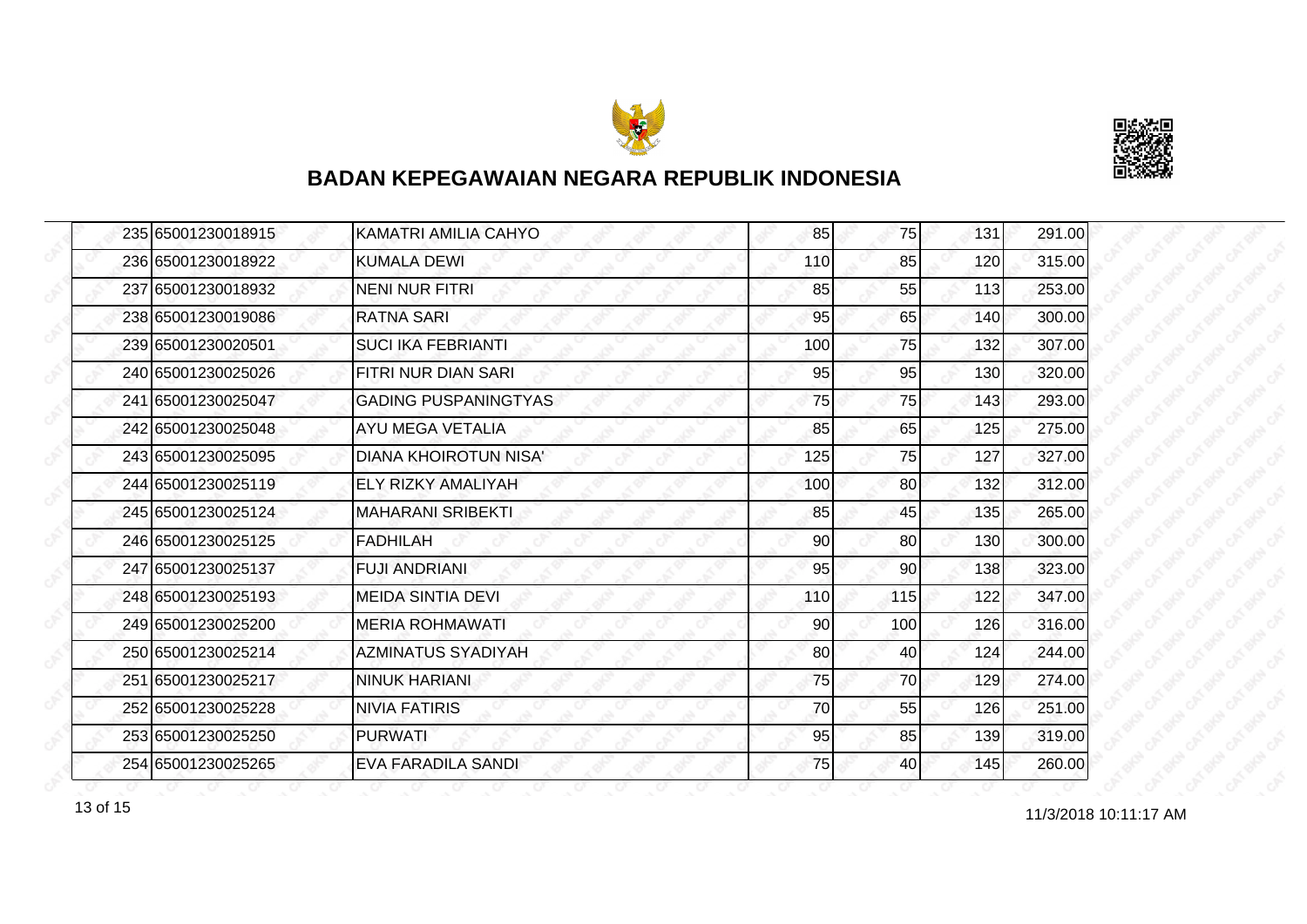# BADAN KEPEGAWAIAN NEGARA REPUBLIK INDONESIA

| | | | | | | |
|---|---|---|---|---|---|---|
| 235 | 65001230018915 | KAMATRI AMILIA CAHYO | 85 | 75 | 131 | 291.00 |
| 236 | 65001230018922 | KUMALA DEWI | 110 | 85 | 120 | 315.00 |
| 237 | 65001230018932 | NENI NUR FITRI | 85 | 55 | 113 | 253.00 |
| 238 | 65001230019086 | RATNA SARI | 95 | 65 | 140 | 300.00 |
| 239 | 65001230020501 | SUCI IKA FEBRIANTI | 100 | 75 | 132 | 307.00 |
| 240 | 65001230025026 | FITRI NUR DIAN SARI | 95 | 95 | 130 | 320.00 |
| 241 | 65001230025047 | GADING PUSPANINGTYAS | 75 | 75 | 143 | 293.00 |
| 242 | 65001230025048 | AYU MEGA VETALIA | 85 | 65 | 125 | 275.00 |
| 243 | 65001230025095 | DIANA KHOIROTUN NISA' | 125 | 75 | 127 | 327.00 |
| 244 | 65001230025119 | ELY RIZKY AMALIYAH | 100 | 80 | 132 | 312.00 |
| 245 | 65001230025124 | MAHARANI SRIBEKTI | 85 | 45 | 135 | 265.00 |
| 246 | 65001230025125 | FADHILAH | 90 | 80 | 130 | 300.00 |
| 247 | 65001230025137 | FUJI ANDRIANI | 95 | 90 | 138 | 323.00 |
| 248 | 65001230025193 | MEIDA SINTIA DEVI | 110 | 115 | 122 | 347.00 |
| 249 | 65001230025200 | MERIA ROHMAWATI | 90 | 100 | 126 | 316.00 |
| 250 | 65001230025214 | AZMINATUS SYADIYAH | 80 | 40 | 124 | 244.00 |
| 251 | 65001230025217 | NINUK HARIANI | 75 | 70 | 129 | 274.00 |
| 252 | 65001230025228 | NIVIA FATIRIS | 70 | 55 | 126 | 251.00 |
| 253 | 65001230025250 | PURWATI | 95 | 85 | 139 | 319.00 |
| 254 | 65001230025265 | EVA FARADILA SANDI | 75 | 40 | 145 | 260.00 |

11/3/2018 10:11:17 AM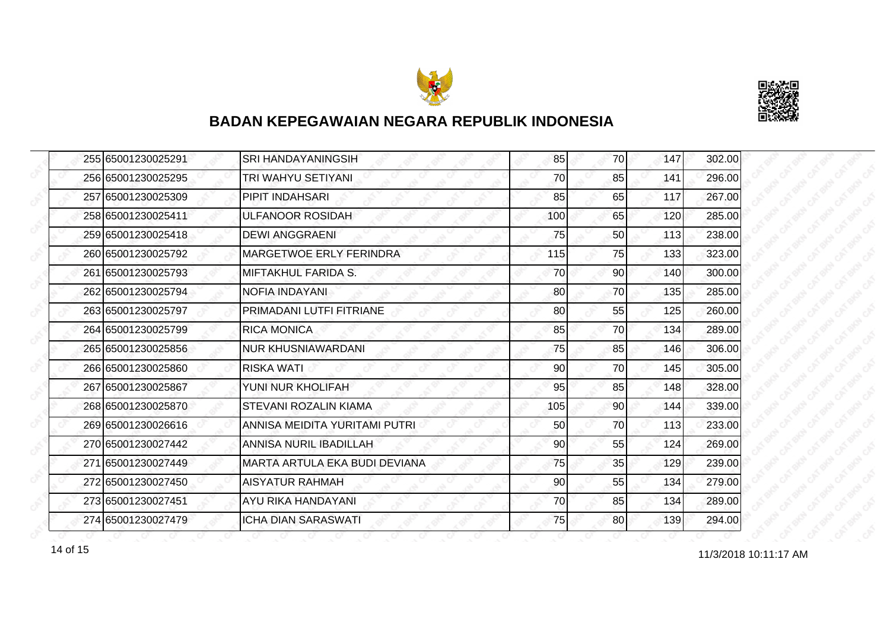# BADAN KEPEGAWAIAN NEGARA REPUBLIK INDONESIA

| | | | | | | |
|---|---|---|---|---|---|---|
| 255 | 65001230025291 | SRI HANDAYANINGSIH | 85 | 70 | 147 | 302.00 |
| 256 | 65001230025295 | TRI WAHYU SETIYANI | 70 | 85 | 141 | 296.00 |
| 257 | 65001230025309 | PIPIT INDAHSARI | 85 | 65 | 117 | 267.00 |
| 258 | 65001230025411 | ULFANOOR ROSIDAH | 100 | 65 | 120 | 285.00 |
| 259 | 65001230025418 | DEWI ANGGRAENI | 75 | 50 | 113 | 238.00 |
| 260 | 65001230025792 | MARGETWOE ERLY FERINDRA | 115 | 75 | 133 | 323.00 |
| 261 | 65001230025793 | MIFTAKHUL FARIDA S. | 70 | 90 | 140 | 300.00 |
| 262 | 65001230025794 | NOFIA INDAYANI | 80 | 70 | 135 | 285.00 |
| 263 | 65001230025797 | PRIMADANI LUTFI FITRIANE | 80 | 55 | 125 | 260.00 |
| 264 | 65001230025799 | RICA MONICA | 85 | 70 | 134 | 289.00 |
| 265 | 65001230025856 | NUR KHUSNIAWARDANI | 75 | 85 | 146 | 306.00 |
| 266 | 65001230025860 | RISKA WATI | 90 | 70 | 145 | 305.00 |
| 267 | 65001230025867 | YUNI NUR KHOLIFAH | 95 | 85 | 148 | 328.00 |
| 268 | 65001230025870 | STEVANI ROZALIN KIAMA | 105 | 90 | 144 | 339.00 |
| 269 | 65001230026616 | ANNISA MEIDITA YURITAMI PUTRI | 50 | 70 | 113 | 233.00 |
| 270 | 65001230027442 | ANNISA NURIL IBADILLAH | 90 | 55 | 124 | 269.00 |
| 271 | 65001230027449 | MARTA ARTULA EKA BUDI DEVIANA | 75 | 35 | 129 | 239.00 |
| 272 | 65001230027450 | AISYATUR RAHMAH | 90 | 55 | 134 | 279.00 |
| 273 | 65001230027451 | AYU RIKA HANDAYANI | 70 | 85 | 134 | 289.00 |
| 274 | 65001230027479 | ICHA DIAN SARASWATI | 75 | 80 | 139 | 294.00 |

11/3/2018 10:11:17 AM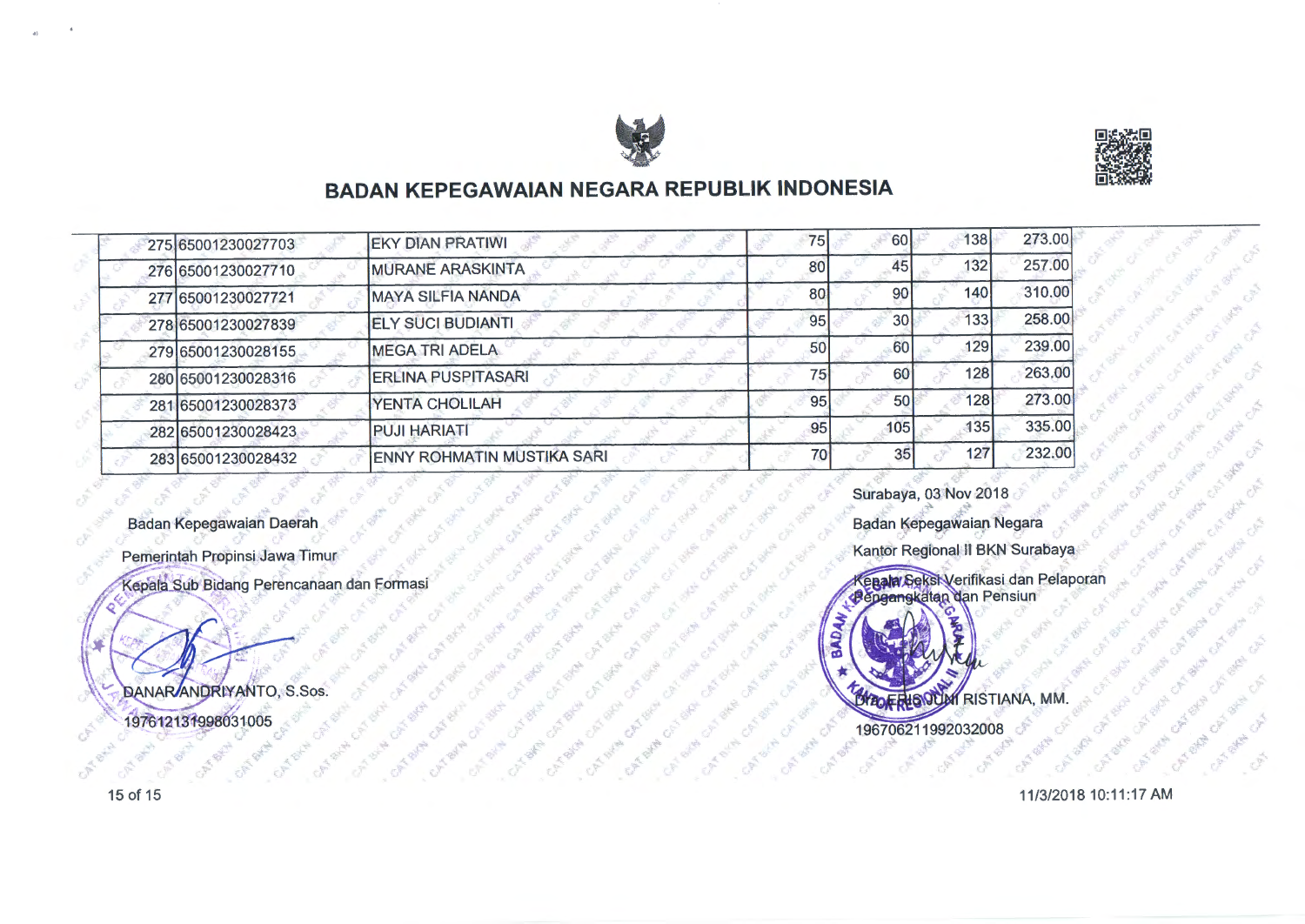# BADAN KEPEGAWAIAN NEGARA REPUBLIK INDONESIA

| | | | | | | |
|---|---|---|---|---|---|---|
| 275 | 65001230027703 | EKY DIAN PRATIWI | 75 | 60 | 138 | 273.00 |
| 276 | 65001230027710 | MURANE ARASKINTA | 80 | 45 | 132 | 257.00 |
| 277 | 65001230027721 | MAYA SILFIA NANDA | 80 | 90 | 140 | 310.00 |
| 278 | 65001230027839 | ELY SUCI BUDIANTI | 95 | 30 | 133 | 258.00 |
| 279 | 65001230028155 | MEGA TRI ADELA | 50 | 60 | 129 | 239.00 |
| 280 | 65001230028316 | ERLINA PUSPITASARI | 75 | 60 | 128 | 263.00 |
| 281 | 65001230028373 | YENTA CHOLILAH | 95 | 50 | 128 | 273.00 |
| 282 | 65001230028423 | PUJI HARIATI | 95 | 105 | 135 | 335.00 |
| 283 | 65001230028432 | ENNY ROHMATIN MUSTIKA SARI | 70 | 35 | 127 | 232.00 |

Badan Kepegawaian Daerah
Pemerintah Propinsi Jawa Timur
Kepala Sub Bidang Perencanaan dan Formasi

DANAR ANDRIYANTO, S.Sos.
197612131998031005

Surabaya, 03 Nov 2018
Badan Kepegawaian Negara
Kantor Regional II BKN Surabaya
Kepala Seksi Verifikasi dan Pelaporan
Pengangkatan dan Pensiun

Dra. ERIS JUNI RISTIANA, MM.
196706211992032008

11/3/2018 10:11:17 AM